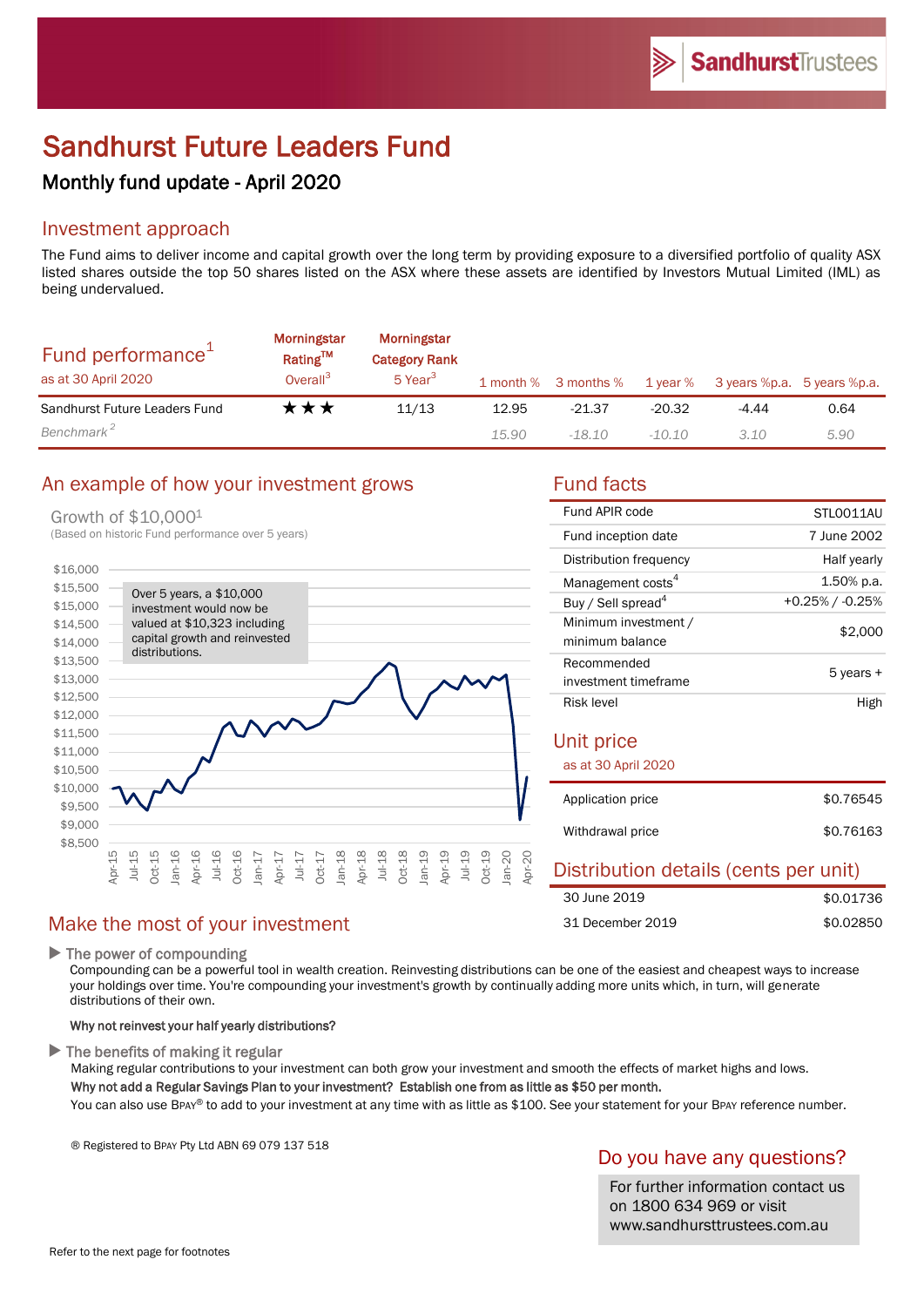# Sandhurst Future Leaders Fund

## Monthly fund update - April 2020

## Investment approach

The Fund aims to deliver income and capital growth over the long term by providing exposure to a diversified portfolio of quality ASX listed shares outside the top 50 shares listed on the ASX where these assets are identified by Investors Mutual Limited (IML) as being undervalued.

| Fund performance[1] as at 30 April 2020 | Morningstar Rating™ Overall[3] | Morningstar Category Rank 5 Year[3] | 1 month % | 3 months % | 1 year % | 3 years %p.a. | 5 years %p.a. |
|---|---|---|---|---|---|---|---|
| Sandhurst Future Leaders Fund | ★★★ | 11/13 | 12.95 | -21.37 | -20.32 | -4.44 | 0.64 |
| *Benchmark[2]* | | | *15.90* | *-18.10* | *-10.10* | *3.10* | *5.90* |

## An example of how your investment grows

Growth of $10,000[1]
(Based on historic Fund performance over 5 years)

Over 5 years, a $10,000 investment would now be valued at $10,323 including capital growth and reinvested distributions.

## Fund facts

| | |
|---|---|
| Fund APIR code | STL0011AU |
| Fund inception date | 7 June 2002 |
| Distribution frequency | Half yearly |
| Management costs[4] | 1.50% p.a. |
| Buy / Sell spread[4] | +0.25% / -0.25% |
| Minimum investment / minimum balance | $2,000 |
| Recommended investment timeframe | 5 years + |
| Risk level | High |

## Unit price

as at 30 April 2020

| | |
|---|---|
| Application price | $0.76545 |
| Withdrawal price | $0.76163 |

## Distribution details (cents per unit)

| | |
|---|---|
| 30 June 2019 | $0.01736 |
| 31 December 2019 | $0.02850 |

## Make the most of your investment

▶ The power of compounding

Compounding can be a powerful tool in wealth creation. Reinvesting distributions can be one of the easiest and cheapest ways to increase your holdings over time. You're compounding your investment's growth by continually adding more units which, in turn, will generate distributions of their own.

**Why not reinvest your half yearly distributions?**

▶ The benefits of making it regular

Making regular contributions to your investment can both grow your investment and smooth the effects of market highs and lows.

**Why not add a Regular Savings Plan to your investment? Establish one from as little as $50 per month.**

You can also use BPAY® to add to your investment at any time with as little as $100. See your statement for your BPAY reference number.

® Registered to BPAY Pty Ltd ABN 69 079 137 518

## Do you have any questions?

For further information contact us on 1800 634 969 or visit www.sandhursttrustees.com.au

Refer to the next page for footnotes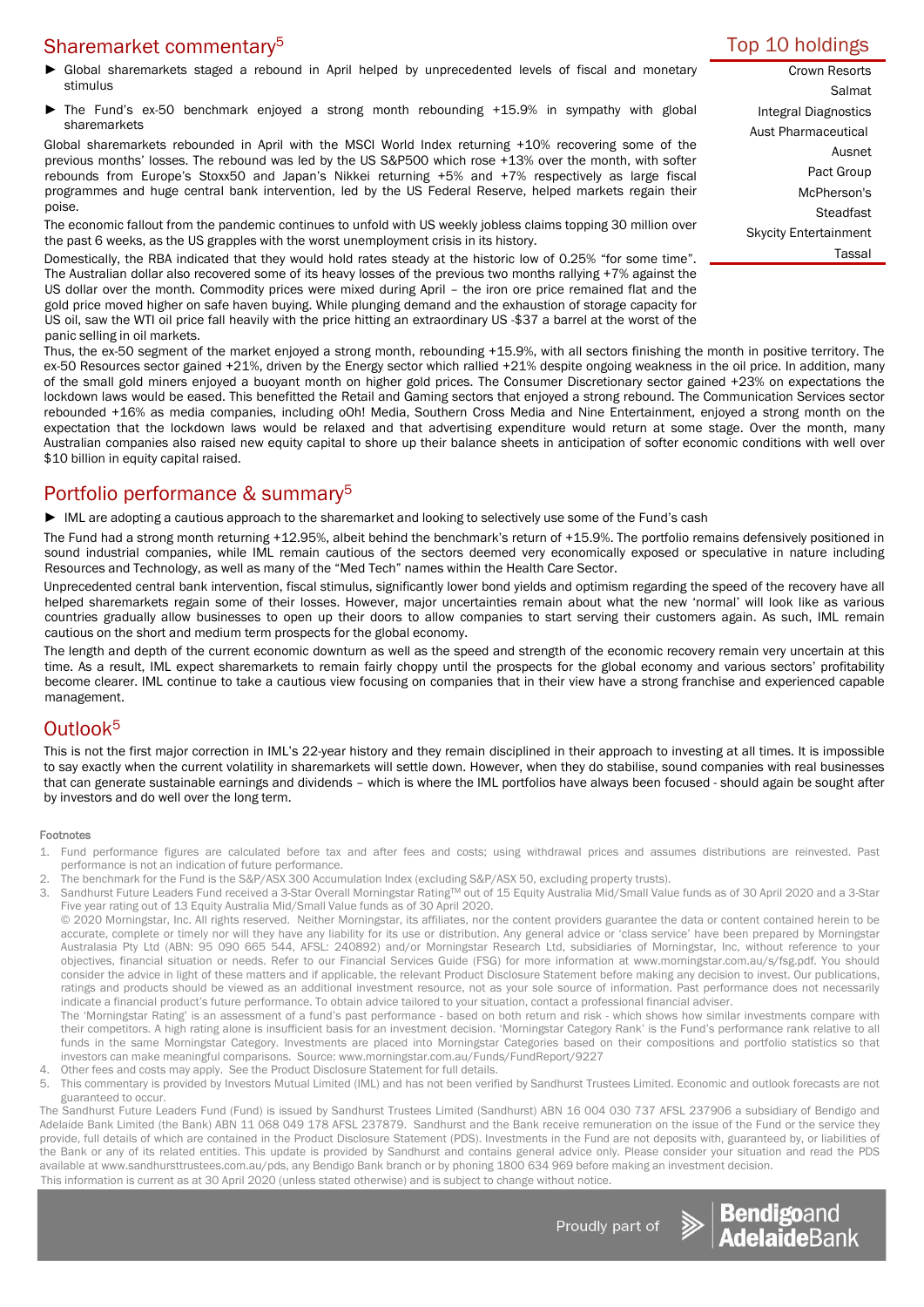## Sharemarket commentary[5]

- ► Global sharemarkets staged a rebound in April helped by unprecedented levels of fiscal and monetary stimulus
- ► The Fund's ex-50 benchmark enjoyed a strong month rebounding +15.9% in sympathy with global sharemarkets

Global sharemarkets rebounded in April with the MSCI World Index returning +10% recovering some of the previous months' losses. The rebound was led by the US S&P500 which rose +13% over the month, with softer rebounds from Europe's Stoxx50 and Japan's Nikkei returning +5% and +7% respectively as large fiscal programmes and huge central bank intervention, led by the US Federal Reserve, helped markets regain their poise.

The economic fallout from the pandemic continues to unfold with US weekly jobless claims topping 30 million over the past 6 weeks, as the US grapples with the worst unemployment crisis in its history.

Domestically, the RBA indicated that they would hold rates steady at the historic low of 0.25% "for some time". The Australian dollar also recovered some of its heavy losses of the previous two months rallying +7% against the US dollar over the month. Commodity prices were mixed during April – the iron ore price remained flat and the gold price moved higher on safe haven buying. While plunging demand and the exhaustion of storage capacity for US oil, saw the WTI oil price fall heavily with the price hitting an extraordinary US -$37 a barrel at the worst of the panic selling in oil markets.

Thus, the ex-50 segment of the market enjoyed a strong month, rebounding +15.9%, with all sectors finishing the month in positive territory. The ex-50 Resources sector gained +21%, driven by the Energy sector which rallied +21% despite ongoing weakness in the oil price. In addition, many of the small gold miners enjoyed a buoyant month on higher gold prices. The Consumer Discretionary sector gained +23% on expectations the lockdown laws would be eased. This benefitted the Retail and Gaming sectors that enjoyed a strong rebound. The Communication Services sector rebounded +16% as media companies, including oOh! Media, Southern Cross Media and Nine Entertainment, enjoyed a strong month on the expectation that the lockdown laws would be relaxed and that advertising expenditure would return at some stage. Over the month, many Australian companies also raised new equity capital to shore up their balance sheets in anticipation of softer economic conditions with well over $10 billion in equity capital raised.

## Top 10 holdings

- Crown Resorts
- Salmat
- Integral Diagnostics
- Aust Pharmaceutical
- Ausnet
- Pact Group
- McPherson's
- Steadfast
- Skycity Entertainment
- Tassal

## Portfolio performance & summary[5]

- ► IML are adopting a cautious approach to the sharemarket and looking to selectively use some of the Fund's cash

The Fund had a strong month returning +12.95%, albeit behind the benchmark's return of +15.9%. The portfolio remains defensively positioned in sound industrial companies, while IML remain cautious of the sectors deemed very economically exposed or speculative in nature including Resources and Technology, as well as many of the "Med Tech" names within the Health Care Sector.

Unprecedented central bank intervention, fiscal stimulus, significantly lower bond yields and optimism regarding the speed of the recovery have all helped sharemarkets regain some of their losses. However, major uncertainties remain about what the new 'normal' will look like as various countries gradually allow businesses to open up their doors to allow companies to start serving their customers again. As such, IML remain cautious on the short and medium term prospects for the global economy.

The length and depth of the current economic downturn as well as the speed and strength of the economic recovery remain very uncertain at this time. As a result, IML expect sharemarkets to remain fairly choppy until the prospects for the global economy and various sectors' profitability become clearer. IML continue to take a cautious view focusing on companies that in their view have a strong franchise and experienced capable management.

## Outlook[5]

This is not the first major correction in IML's 22-year history and they remain disciplined in their approach to investing at all times. It is impossible to say exactly when the current volatility in sharemarkets will settle down. However, when they do stabilise, sound companies with real businesses that can generate sustainable earnings and dividends – which is where the IML portfolios have always been focused - should again be sought after by investors and do well over the long term.

#### Footnotes

1. Fund performance figures are calculated before tax and after fees and costs; using withdrawal prices and assumes distributions are reinvested. Past performance is not an indication of future performance.
2. The benchmark for the Fund is the S&P/ASX 300 Accumulation Index (excluding S&P/ASX 50, excluding property trusts).
3. Sandhurst Future Leaders Fund received a 3-Star Overall Morningstar Rating™ out of 15 Equity Australia Mid/Small Value funds as of 30 April 2020 and a 3-Star Five year rating out of 13 Equity Australia Mid/Small Value funds as of 30 April 2020.
   © 2020 Morningstar, Inc. All rights reserved. Neither Morningstar, its affiliates, nor the content providers guarantee the data or content contained herein to be accurate, complete or timely nor will they have any liability for its use or distribution. Any general advice or 'class service' have been prepared by Morningstar Australasia Pty Ltd (ABN: 95 090 665 544, AFSL: 240892) and/or Morningstar Research Ltd, subsidiaries of Morningstar, Inc, without reference to your objectives, financial situation or needs. Refer to our Financial Services Guide (FSG) for more information at www.morningstar.com.au/s/fsg.pdf. You should consider the advice in light of these matters and if applicable, the relevant Product Disclosure Statement before making any decision to invest. Our publications, ratings and products should be viewed as an additional investment resource, not as your sole source of information. Past performance does not necessarily indicate a financial product's future performance. To obtain advice tailored to your situation, contact a professional financial adviser.
   The 'Morningstar Rating' is an assessment of a fund's past performance - based on both return and risk - which shows how similar investments compare with their competitors. A high rating alone is insufficient basis for an investment decision. 'Morningstar Category Rank' is the Fund's performance rank relative to all funds in the same Morningstar Category. Investments are placed into Morningstar Categories based on their compositions and portfolio statistics so that investors can make meaningful comparisons. Source: www.morningstar.com.au/Funds/FundReport/9227
4. Other fees and costs may apply. See the Product Disclosure Statement for full details.
5. This commentary is provided by Investors Mutual Limited (IML) and has not been verified by Sandhurst Trustees Limited. Economic and outlook forecasts are not guaranteed to occur.

The Sandhurst Future Leaders Fund (Fund) is issued by Sandhurst Trustees Limited (Sandhurst) ABN 16 004 030 737 AFSL 237906 a subsidiary of Bendigo and Adelaide Bank Limited (the Bank) ABN 11 068 049 178 AFSL 237879. Sandhurst and the Bank receive remuneration on the issue of the Fund or the service they provide, full details of which are contained in the Product Disclosure Statement (PDS). Investments in the Fund are not deposits with, guaranteed by, or liabilities of the Bank or any of its related entities. This update is provided by Sandhurst and contains general advice only. Please consider your situation and read the PDS available at www.sandhursttrustees.com.au/pds, any Bendigo Bank branch or by phoning 1800 634 969 before making an investment decision.

This information is current as at 30 April 2020 (unless stated otherwise) and is subject to change without notice.

Proudly part of Bendigo and Adelaide Bank